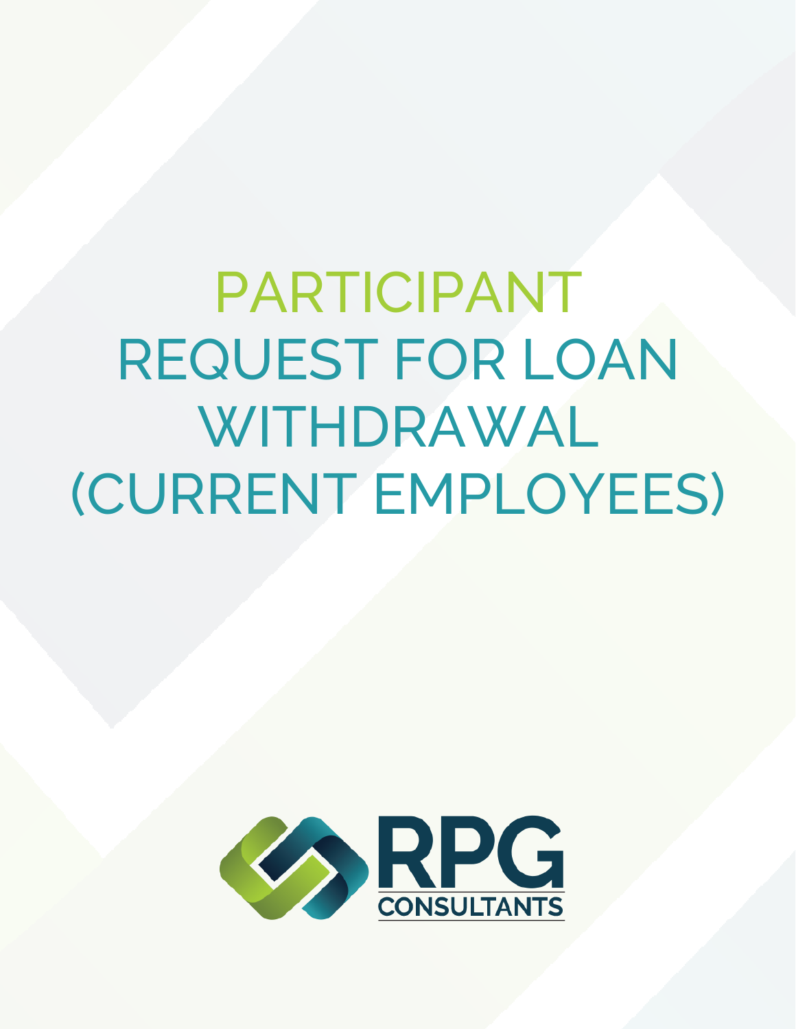# PARTICIPANT REQUEST FOR LOAN WITHDRAWAL (CURRENT EMPLOYEES)

RPG CONSULTANTS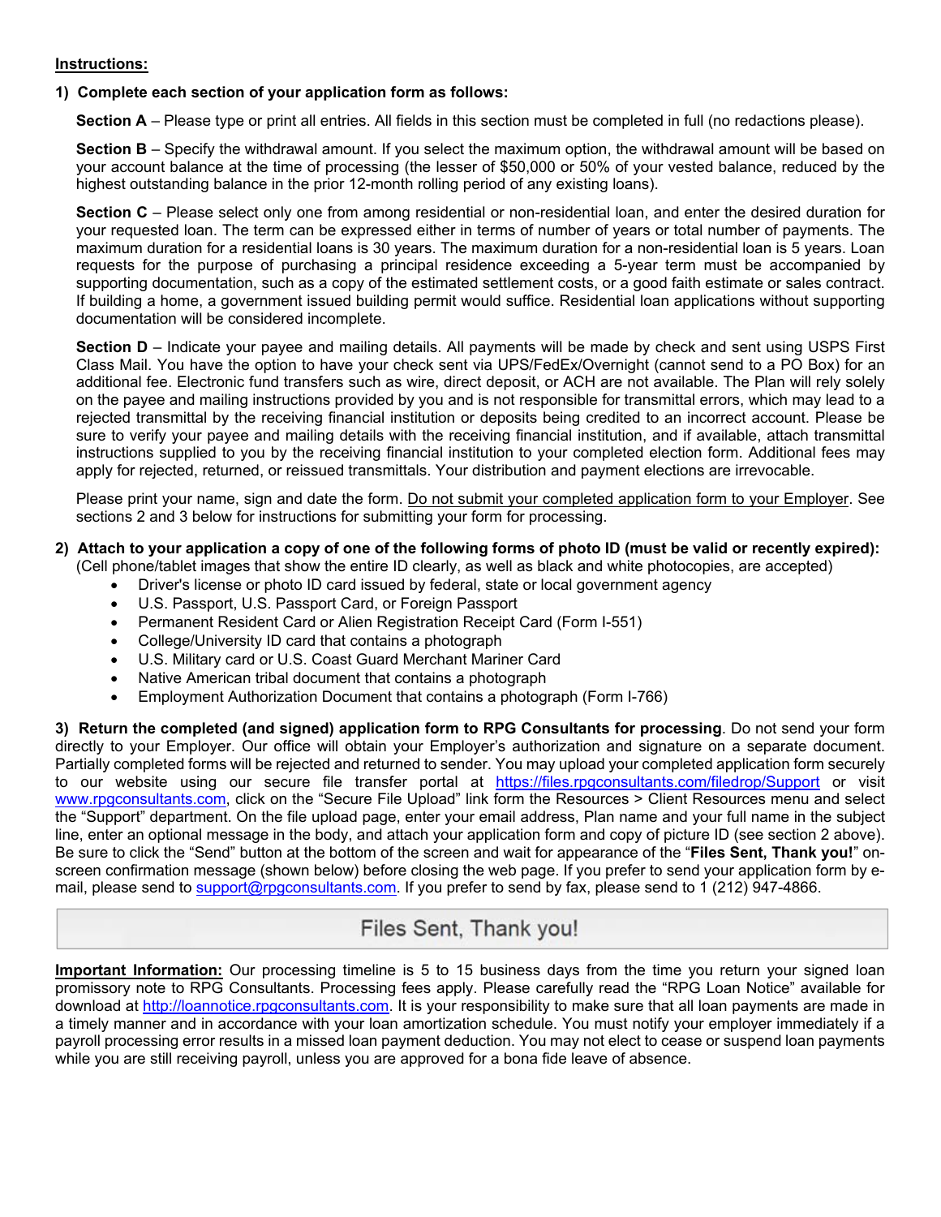**Instructions:**

**1) Complete each section of your application form as follows:**

**Section A** – Please type or print all entries. All fields in this section must be completed in full (no redactions please).

**Section B** – Specify the withdrawal amount. If you select the maximum option, the withdrawal amount will be based on your account balance at the time of processing (the lesser of $50,000 or 50% of your vested balance, reduced by the highest outstanding balance in the prior 12-month rolling period of any existing loans).

**Section C** – Please select only one from among residential or non-residential loan, and enter the desired duration for your requested loan. The term can be expressed either in terms of number of years or total number of payments. The maximum duration for a residential loans is 30 years. The maximum duration for a non-residential loan is 5 years. Loan requests for the purpose of purchasing a principal residence exceeding a 5-year term must be accompanied by supporting documentation, such as a copy of the estimated settlement costs, or a good faith estimate or sales contract. If building a home, a government issued building permit would suffice. Residential loan applications without supporting documentation will be considered incomplete.

**Section D** – Indicate your payee and mailing details. All payments will be made by check and sent using USPS First Class Mail. You have the option to have your check sent via UPS/FedEx/Overnight (cannot send to a PO Box) for an additional fee. Electronic fund transfers such as wire, direct deposit, or ACH are not available. The Plan will rely solely on the payee and mailing instructions provided by you and is not responsible for transmittal errors, which may lead to a rejected transmittal by the receiving financial institution or deposits being credited to an incorrect account. Please be sure to verify your payee and mailing details with the receiving financial institution, and if available, attach transmittal instructions supplied to you by the receiving financial institution to your completed election form. Additional fees may apply for rejected, returned, or reissued transmittals. Your distribution and payment elections are irrevocable.

Please print your name, sign and date the form. <u>Do not submit your completed application form to your Employer</u>. See sections 2 and 3 below for instructions for submitting your form for processing.

**2) Attach to your application a copy of one of the following forms of photo ID (must be valid or recently expired):**
(Cell phone/tablet images that show the entire ID clearly, as well as black and white photocopies, are accepted)

- Driver's license or photo ID card issued by federal, state or local government agency
- U.S. Passport, U.S. Passport Card, or Foreign Passport
- Permanent Resident Card or Alien Registration Receipt Card (Form I-551)
- College/University ID card that contains a photograph
- U.S. Military card or U.S. Coast Guard Merchant Mariner Card
- Native American tribal document that contains a photograph
- Employment Authorization Document that contains a photograph (Form I-766)

**3) Return the completed (and signed) application form to RPG Consultants for processing**. Do not send your form directly to your Employer. Our office will obtain your Employer's authorization and signature on a separate document. Partially completed forms will be rejected and returned to sender. You may upload your completed application form securely to our website using our secure file transfer portal at https://files.rpgconsultants.com/filedrop/Support or visit www.rpgconsultants.com, click on the "Secure File Upload" link form the Resources > Client Resources menu and select the "Support" department. On the file upload page, enter your email address, Plan name and your full name in the subject line, enter an optional message in the body, and attach your application form and copy of picture ID (see section 2 above). Be sure to click the "Send" button at the bottom of the screen and wait for appearance of the "**Files Sent, Thank you!**" on-screen confirmation message (shown below) before closing the web page. If you prefer to send your application form by e-mail, please send to support@rpgconsultants.com. If you prefer to send by fax, please send to 1 (212) 947-4866.

Files Sent, Thank you!

**Important Information:** Our processing timeline is 5 to 15 business days from the time you return your signed loan promissory note to RPG Consultants. Processing fees apply. Please carefully read the "RPG Loan Notice" available for download at http://loannotice.rpgconsultants.com. It is your responsibility to make sure that all loan payments are made in a timely manner and in accordance with your loan amortization schedule. You must notify your employer immediately if a payroll processing error results in a missed loan payment deduction. You may not elect to cease or suspend loan payments while you are still receiving payroll, unless you are approved for a bona fide leave of absence.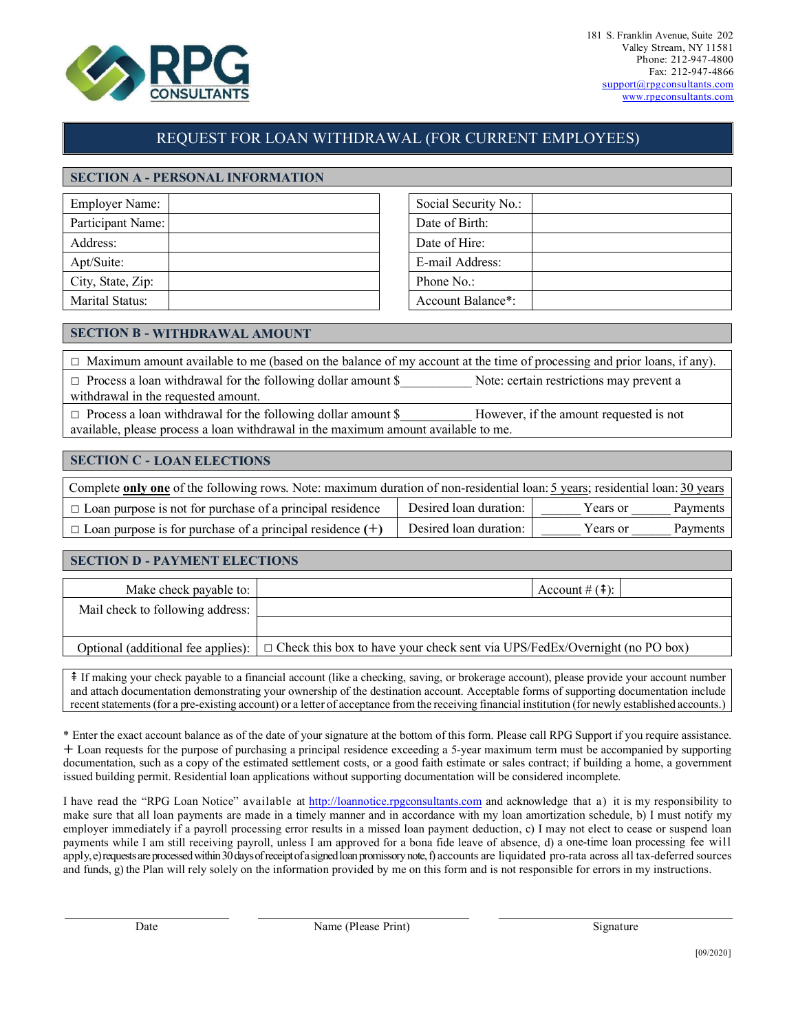RPG CONSULTANTS

181 S. Franklin Avenue, Suite 202
Valley Stream, NY 11581
Phone: 212-947-4800
Fax: 212-947-4866
support@rpgconsultants.com
www.rpgconsultants.com

# REQUEST FOR LOAN WITHDRAWAL (FOR CURRENT EMPLOYEES)

## SECTION A - PERSONAL INFORMATION

| | | | |
|---|---|---|---|
| Employer Name: | | Social Security No.: | |
| Participant Name: | | Date of Birth: | |
| Address: | | Date of Hire: | |
| Apt/Suite: | | E-mail Address: | |
| City, State, Zip: | | Phone No.: | |
| Marital Status: | | Account Balance*: | |

## SECTION B - WITHDRAWAL AMOUNT

□ Maximum amount available to me (based on the balance of my account at the time of processing and prior loans, if any).

□ Process a loan withdrawal for the following dollar amount $__________ Note: certain restrictions may prevent a withdrawal in the requested amount.

□ Process a loan withdrawal for the following dollar amount $__________ However, if the amount requested is not available, please process a loan withdrawal in the maximum amount available to me.

## SECTION C - LOAN ELECTIONS

Complete **only one** of the following rows. Note: maximum duration of non-residential loan: 5 years; residential loan: 30 years

| | | |
|---|---|---|
| □ Loan purpose is not for purchase of a principal residence | Desired loan duration: | ______ Years or ______ Payments |
| □ Loan purpose is for purchase of a principal residence (+) | Desired loan duration: | ______ Years or ______ Payments |

## SECTION D - PAYMENT ELECTIONS

| | | | |
|---|---|---|---|
| Make check payable to: | | Account # (ǂ): | |
| Mail check to following address: | | | |
| Optional (additional fee applies): | □ Check this box to have your check sent via UPS/FedEx/Overnight (no PO box) | | |

ǂ If making your check payable to a financial account (like a checking, saving, or brokerage account), please provide your account number and attach documentation demonstrating your ownership of the destination account. Acceptable forms of supporting documentation include recent statements (for a pre-existing account) or a letter of acceptance from the receiving financial institution (for newly established accounts.)

\* Enter the exact account balance as of the date of your signature at the bottom of this form. Please call RPG Support if you require assistance.

+ Loan requests for the purpose of purchasing a principal residence exceeding a 5-year maximum term must be accompanied by supporting documentation, such as a copy of the estimated settlement costs, or a good faith estimate or sales contract; if building a home, a government issued building permit. Residential loan applications without supporting documentation will be considered incomplete.

I have read the "RPG Loan Notice" available at http://loannotice.rpgconsultants.com and acknowledge that a) it is my responsibility to make sure that all loan payments are made in a timely manner and in accordance with my loan amortization schedule, b) I must notify my employer immediately if a payroll processing error results in a missed loan payment deduction, c) I may not elect to cease or suspend loan payments while I am still receiving payroll, unless I am approved for a bona fide leave of absence, d) a one-time loan processing fee will apply, e) requests are processed within 30 days of receipt of a signed loan promissory note, f) accounts are liquidated pro-rata across all tax-deferred sources and funds, g) the Plan will rely solely on the information provided by me on this form and is not responsible for errors in my instructions.

______________________ Date

______________________ Name (Please Print)

______________________ Signature

[09/2020]